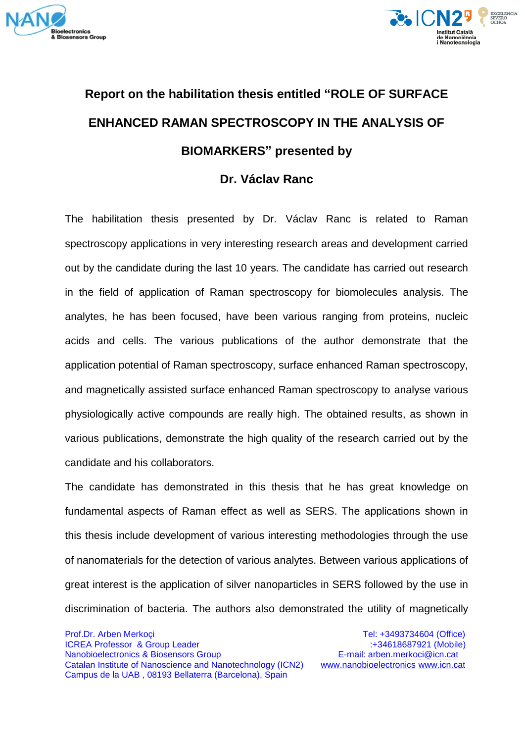# Report on the habilitation thesis entitled "ROLE OF SURFACE ENHANCED RAMAN SPECTROSCOPY IN THE ANALYSIS OF BIOMARKERS" presented by

## Dr. Václav Ranc

The habilitation thesis presented by Dr. Václav Ranc is related to Raman spectroscopy applications in very interesting research areas and development carried out by the candidate during the last 10 years. The candidate has carried out research in the field of application of Raman spectroscopy for biomolecules analysis. The analytes, he has been focused, have been various ranging from proteins, nucleic acids and cells. The various publications of the author demonstrate that the application potential of Raman spectroscopy, surface enhanced Raman spectroscopy, and magnetically assisted surface enhanced Raman spectroscopy to analyse various physiologically active compounds are really high. The obtained results, as shown in various publications, demonstrate the high quality of the research carried out by the candidate and his collaborators.

The candidate has demonstrated in this thesis that he has great knowledge on fundamental aspects of Raman effect as well as SERS. The applications shown in this thesis include development of various interesting methodologies through the use of nanomaterials for the detection of various analytes. Between various applications of great interest is the application of silver nanoparticles in SERS followed by the use in discrimination of bacteria. The authors also demonstrated the utility of magnetically

Prof.Dr. Arben Merkoçi
ICREA Professor & Group Leader
Nanobioelectronics & Biosensors Group
Catalan Institute of Nanoscience and Nanotechnology (ICN2)
Campus de la UAB , 08193 Bellaterra (Barcelona), Spain

Tel: +3493734604 (Office)
:+34618687921 (Mobile)
E-mail: arben.merkoci@icn.cat
www.nanobioelectronics www.icn.cat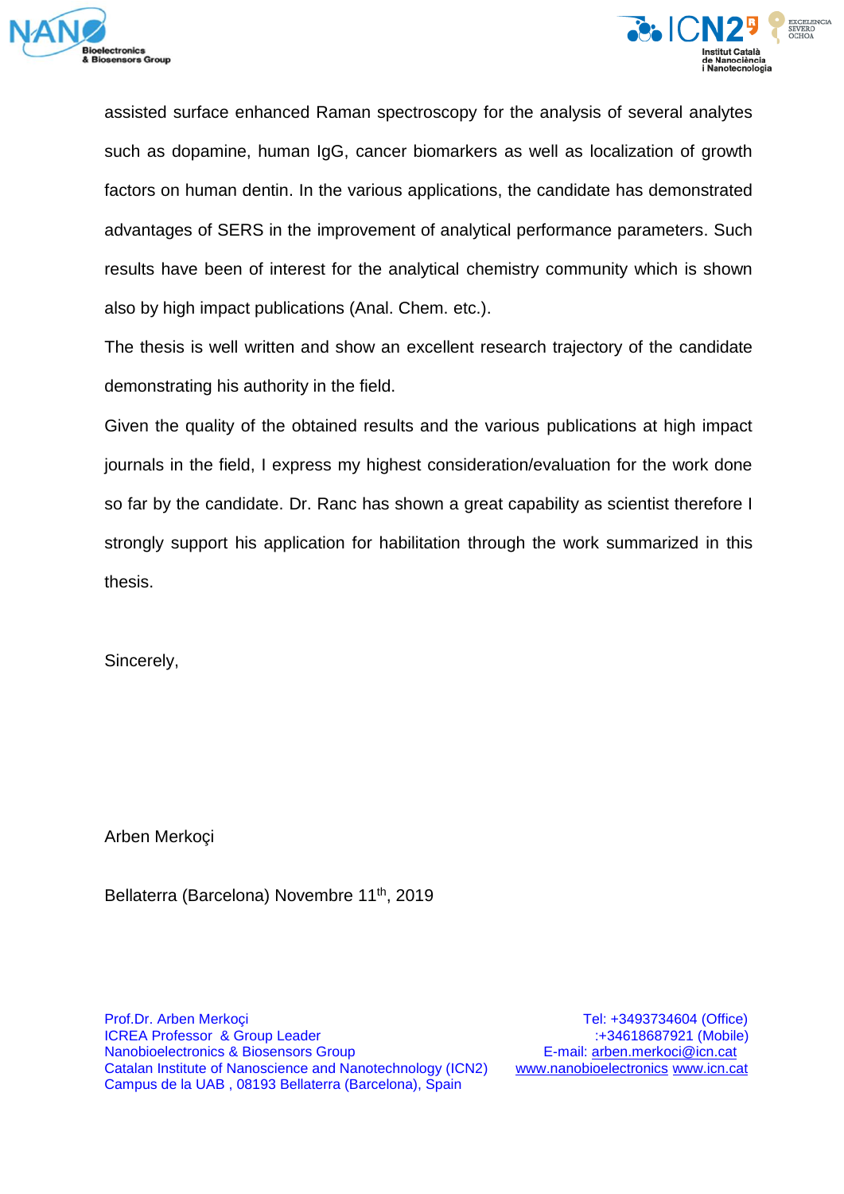assisted surface enhanced Raman spectroscopy for the analysis of several analytes such as dopamine, human IgG, cancer biomarkers as well as localization of growth factors on human dentin. In the various applications, the candidate has demonstrated advantages of SERS in the improvement of analytical performance parameters. Such results have been of interest for the analytical chemistry community which is shown also by high impact publications (Anal. Chem. etc.).

The thesis is well written and show an excellent research trajectory of the candidate demonstrating his authority in the field.

Given the quality of the obtained results and the various publications at high impact journals in the field, I express my highest consideration/evaluation for the work done so far by the candidate. Dr. Ranc has shown a great capability as scientist therefore I strongly support his application for habilitation through the work summarized in this thesis.

Sincerely,

Arben Merkoçi

Bellaterra (Barcelona) Novembre 11th, 2019

Prof.Dr. Arben Merkoçi
ICREA Professor & Group Leader
Nanobioelectronics & Biosensors Group
Catalan Institute of Nanoscience and Nanotechnology (ICN2)
Campus de la UAB , 08193 Bellaterra (Barcelona), Spain

Tel: +3493734604 (Office)
:+34618687921 (Mobile)
E-mail: arben.merkoci@icn.cat
www.nanobioelectronics www.icn.cat